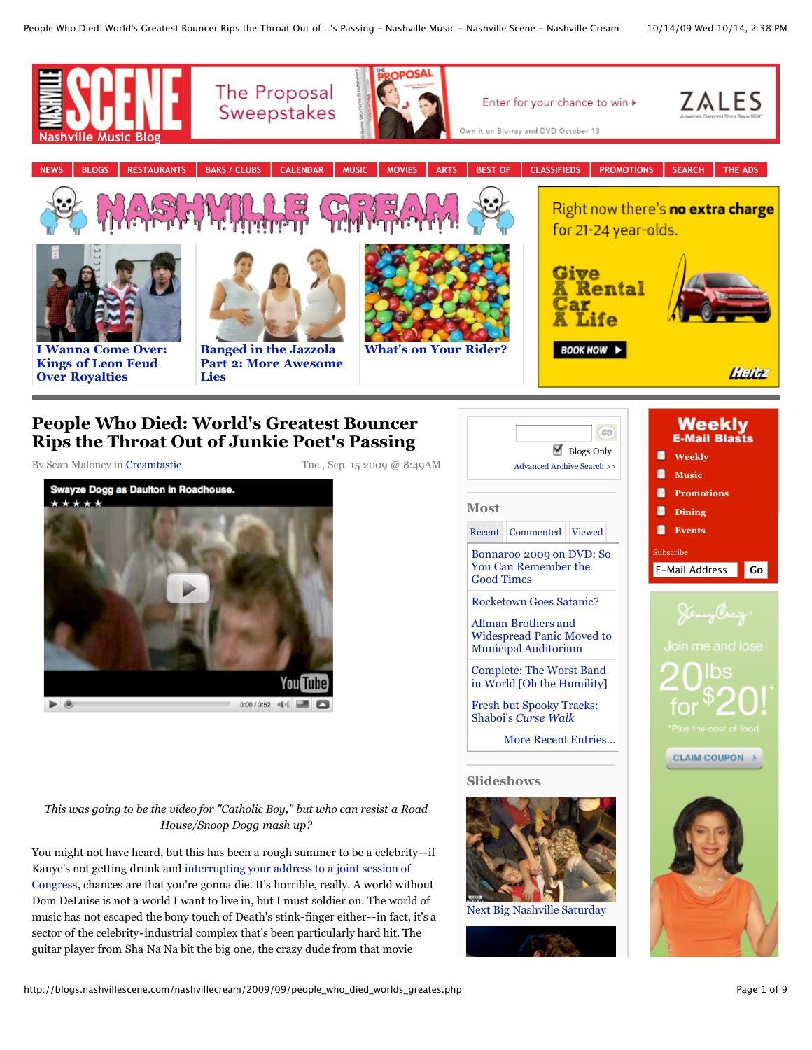# People Who Died: World's Greatest Bouncer Rips the Throat Out of Junkie Poet's Passing

By Sean Maloney in Creamtastic

Tue., Sep. 15 2009 @ 8:49AM

*This was going to be the video for "Catholic Boy," but who can resist a Road House/Snoop Dogg mash up?*

You might not have heard, but this has been a rough summer to be a celebrity--if Kanye's not getting drunk and interrupting your address to a joint session of Congress, chances are that you're gonna die. It's horrible, really. A world without Dom DeLuise is not a world I want to live in, but I must soldier on. The world of music has not escaped the bony touch of Death's stink-finger either--in fact, it's a sector of the celebrity-industrial complex that's been particularly hard hit. The guitar player from Sha Na Na bit the big one, the crazy dude from that movie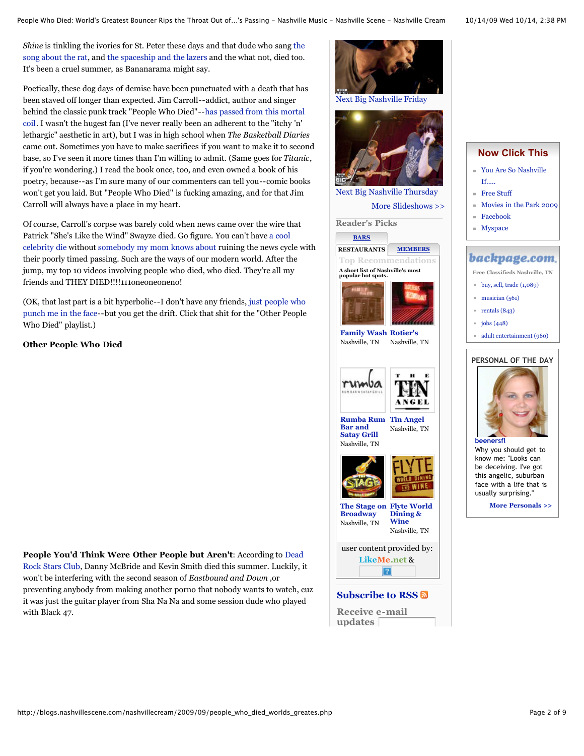*Shine* is tinkling the ivories for St. Peter these days and that dude who sang the song about the rat, and the spaceship and the lazers and the what not, died too. It's been a cruel summer, as Bananarama might say.

Poetically, these dog days of demise have been punctuated with a death that has been staved off longer than expected. Jim Carroll--addict, author and singer behind the classic punk track "People Who Died"--has passed from this mortal coil. I wasn't the hugest fan (I've never really been an adherent to the "itchy 'n' lethargic" aesthetic in art), but I was in high school when *The Basketball Diaries* came out. Sometimes you have to make sacrifices if you want to make it to second base, so I've seen it more times than I'm willing to admit. (Same goes for *Titanic*, if you're wondering.) I read the book once, too, and even owned a book of his poetry, because--as I'm sure many of our commenters can tell you--comic books won't get you laid. But "People Who Died" is fucking amazing, and for that Jim Carroll will always have a place in my heart.

Of course, Carroll's corpse was barely cold when news came over the wire that Patrick "She's Like the Wind" Swayze died. Go figure. You can't have a cool celebrity die without somebody my mom knows about ruining the news cycle with their poorly timed passing. Such are the ways of our modern world. After the jump, my top 10 videos involving people who died, who died. They're all my friends and THEY DIED!!!!111oneoneoneono!

(OK, that last part is a bit hyperbolic--I don't have any friends, just people who punch me in the face--but you get the drift. Click that shit for the "Other People Who Died" playlist.)

**Other People Who Died**

**People You'd Think Were Other People but Aren't**: According to Dead Rock Stars Club, Danny McBride and Kevin Smith died this summer. Luckily, it won't be interfering with the second season of *Eastbound and Down* ,or preventing anybody from making another porno that nobody wants to watch, cuz it was just the guitar player from Sha Na Na and some session dude who played with Black 47.

Next Big Nashville Friday

Next Big Nashville Thursday

More Slideshows >>

**Reader's Picks**

BARS | RESTAURANTS | MEMBERS

Top Recommendations

A short list of Nashville's most popular hot spots.

- **Family Wash** Nashville, TN
- **Rotier's** Nashville, TN
- **Rumba Rum Bar and Satay Grill** Nashville, TN
- **Tin Angel** Nashville, TN
- **The Stage on Broadway** Nashville, TN
- **Flyte World Dining & Wine** Nashville, TN

user content provided by: LikeMe.net &

**Subscribe to RSS**

**Receive e-mail updates**

## Now Click This

- You Are So Nashville If.....
- Free Stuff
- Movies in the Park 2009
- Facebook
- Myspace

**backpage.com**

Free Classifieds Nashville, TN

- buy, sell, trade (1,089)
- musician (561)
- rentals (843)
- jobs (448)
- adult entertainment (960)

**PERSONAL OF THE DAY**

**beenersfl**

Why you should get to know me: "Looks can be deceiving. I've got this angelic, suburban face with a life that is usually surprising."

More Personals >>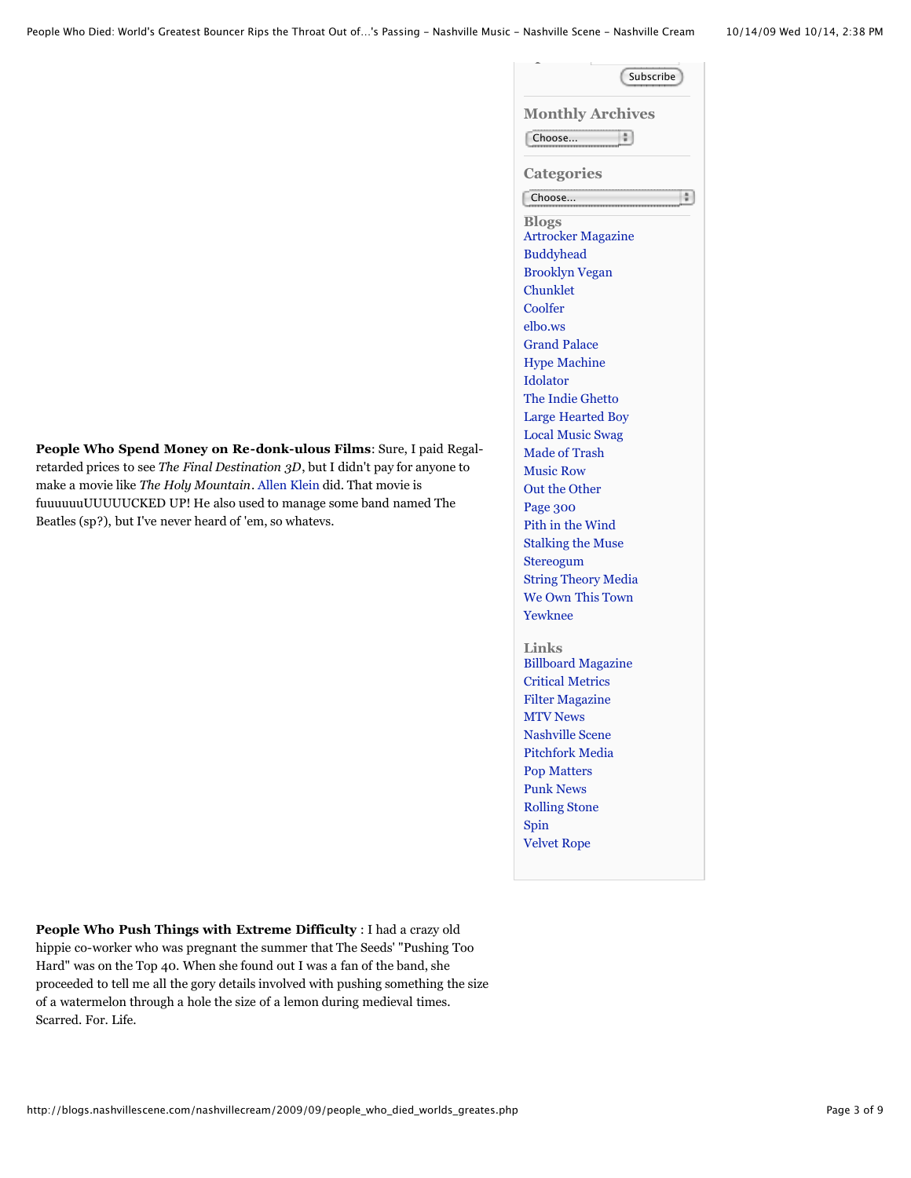**People Who Spend Money on Re-donk-ulous Films**: Sure, I paid Regal-retarded prices to see *The Final Destination 3D*, but I didn't pay for anyone to make a movie like *The Holy Mountain*. Allen Klein did. That movie is fuuuuuuUUUUUCKED UP! He also used to manage some band named The Beatles (sp?), but I've never heard of 'em, so whatevs.

**People Who Push Things with Extreme Difficulty** : I had a crazy old hippie co-worker who was pregnant the summer that The Seeds' "Pushing Too Hard" was on the Top 40. When she found out I was a fan of the band, she proceeded to tell me all the gory details involved with pushing something the size of a watermelon through a hole the size of a lemon during medieval times. Scarred. For. Life.

Subscribe

## Monthly Archives

Choose...

## Categories

Choose...

## Blogs

- Artrocker Magazine
- Buddyhead
- Brooklyn Vegan
- Chunklet
- Coolfer
- elbo.ws
- Grand Palace
- Hype Machine
- Idolator
- The Indie Ghetto
- Large Hearted Boy
- Local Music Swag
- Made of Trash
- Music Row
- Out the Other
- Page 300
- Pith in the Wind
- Stalking the Muse
- Stereogum
- String Theory Media
- We Own This Town
- Yewknee

## Links

- Billboard Magazine
- Critical Metrics
- Filter Magazine
- MTV News
- Nashville Scene
- Pitchfork Media
- Pop Matters
- Punk News
- Rolling Stone
- Spin
- Velvet Rope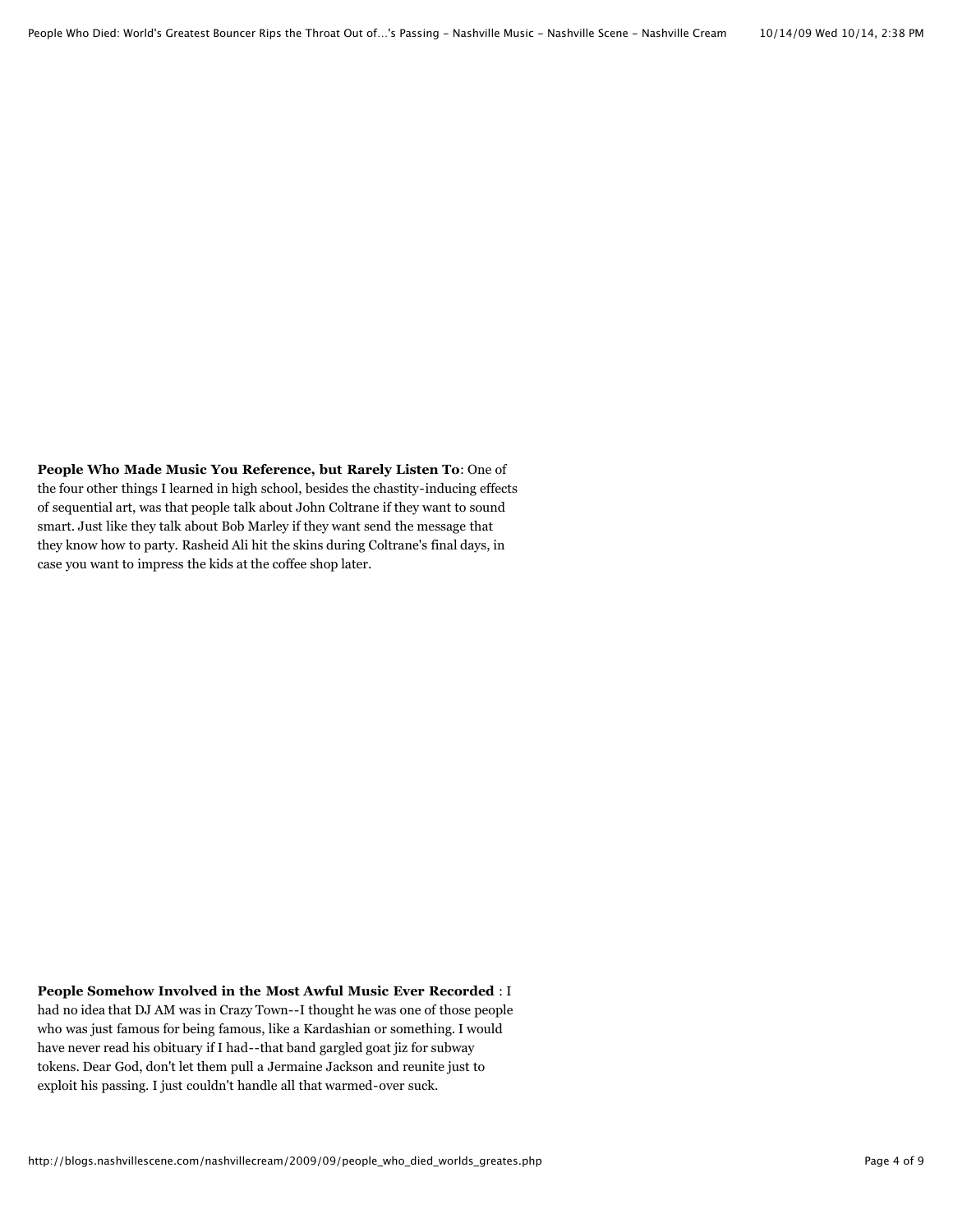**People Who Made Music You Reference, but Rarely Listen To**: One of the four other things I learned in high school, besides the chastity-inducing effects of sequential art, was that people talk about John Coltrane if they want to sound smart. Just like they talk about Bob Marley if they want send the message that they know how to party. Rasheid Ali hit the skins during Coltrane's final days, in case you want to impress the kids at the coffee shop later.

**People Somehow Involved in the Most Awful Music Ever Recorded** : I had no idea that DJ AM was in Crazy Town--I thought he was one of those people who was just famous for being famous, like a Kardashian or something. I would have never read his obituary if I had--that band gargled goat jiz for subway tokens. Dear God, don't let them pull a Jermaine Jackson and reunite just to exploit his passing. I just couldn't handle all that warmed-over suck.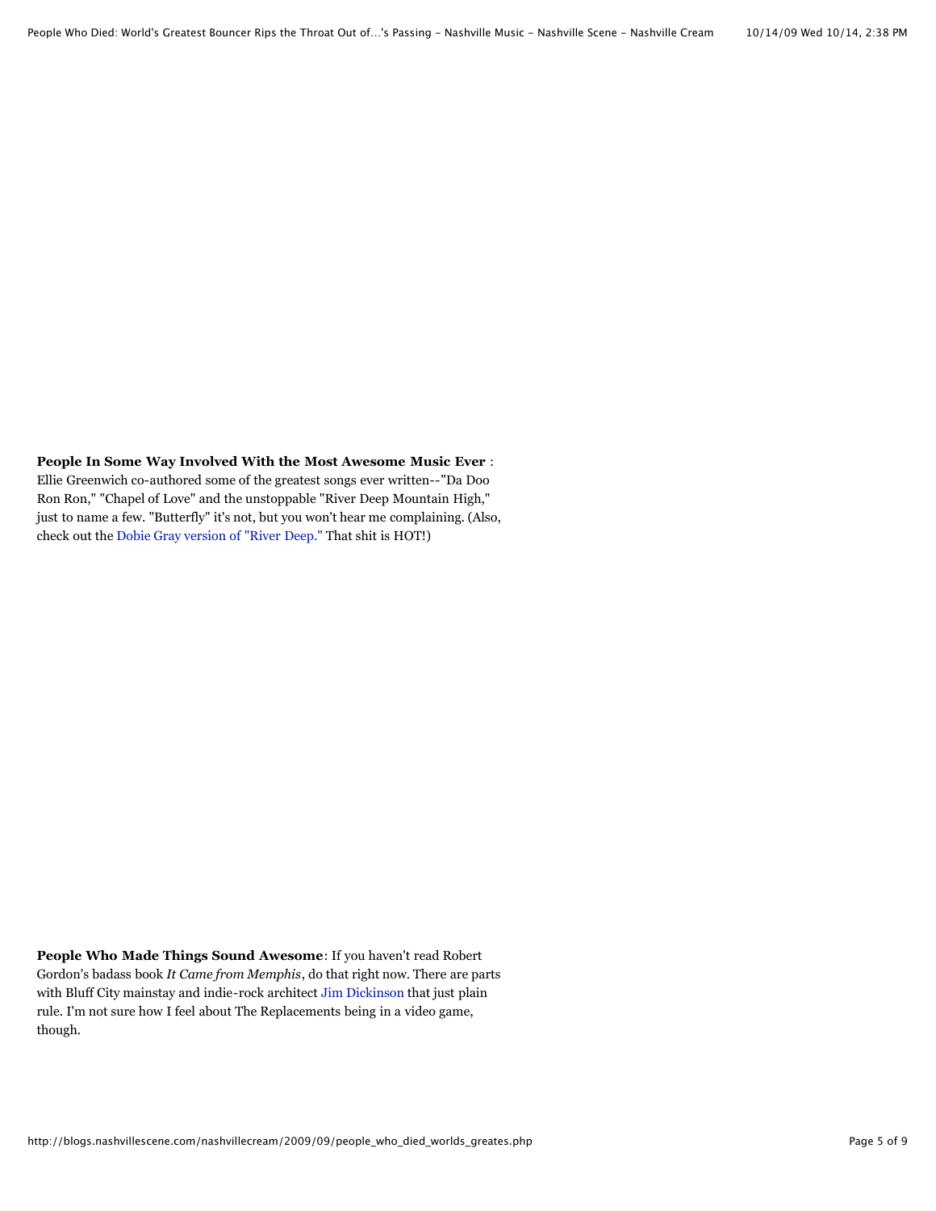**People In Some Way Involved With the Most Awesome Music Ever** : Ellie Greenwich co-authored some of the greatest songs ever written--"Da Doo Ron Ron," "Chapel of Love" and the unstoppable "River Deep Mountain High," just to name a few. "Butterfly" it's not, but you won't hear me complaining. (Also, check out the Dobie Gray version of "River Deep." That shit is HOT!)

**People Who Made Things Sound Awesome**: If you haven't read Robert Gordon's badass book *It Came from Memphis*, do that right now. There are parts with Bluff City mainstay and indie-rock architect Jim Dickinson that just plain rule. I'm not sure how I feel about The Replacements being in a video game, though.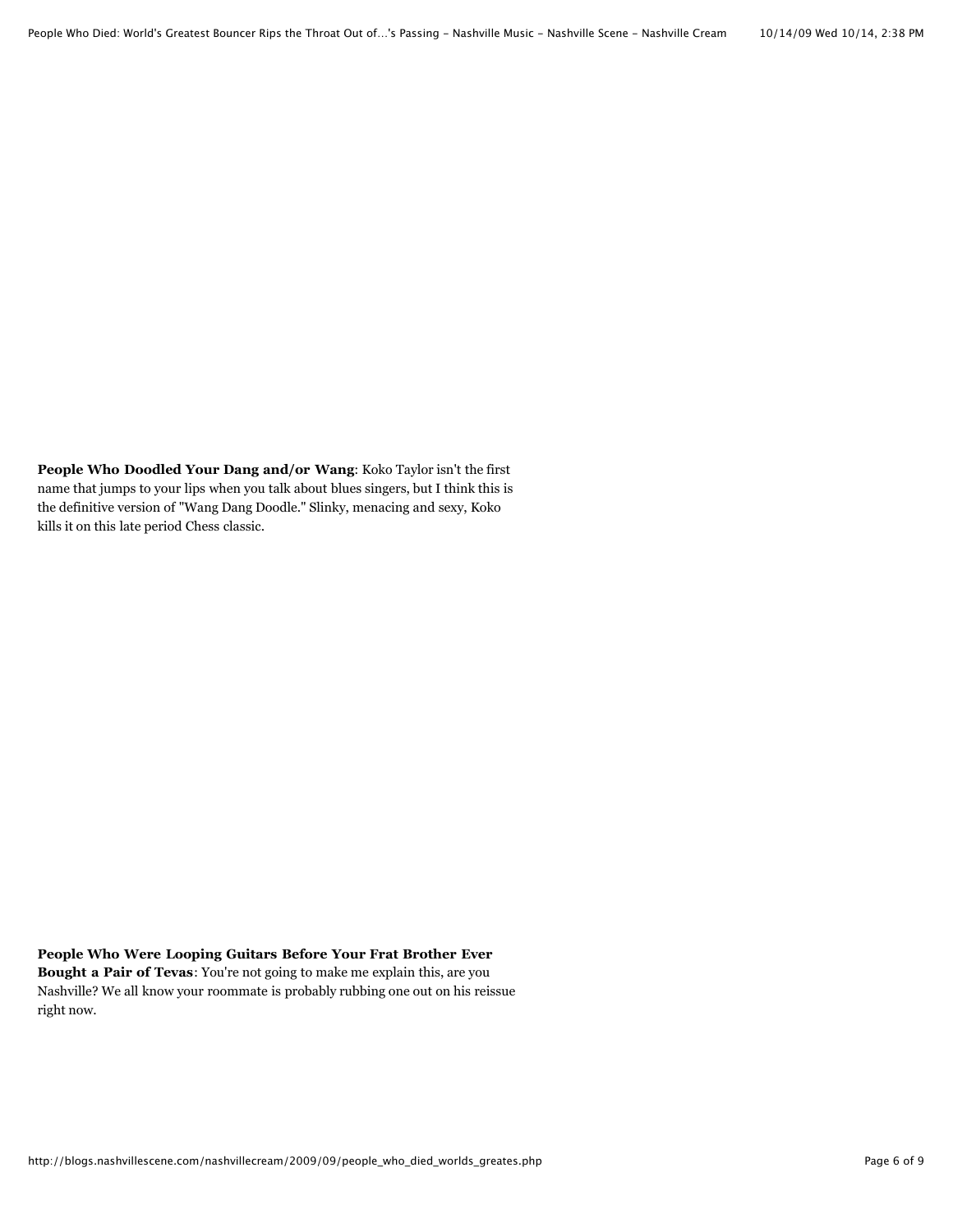**People Who Doodled Your Dang and/or Wang**: Koko Taylor isn't the first name that jumps to your lips when you talk about blues singers, but I think this is the definitive version of "Wang Dang Doodle." Slinky, menacing and sexy, Koko kills it on this late period Chess classic.

**People Who Were Looping Guitars Before Your Frat Brother Ever Bought a Pair of Tevas**: You're not going to make me explain this, are you Nashville? We all know your roommate is probably rubbing one out on his reissue right now.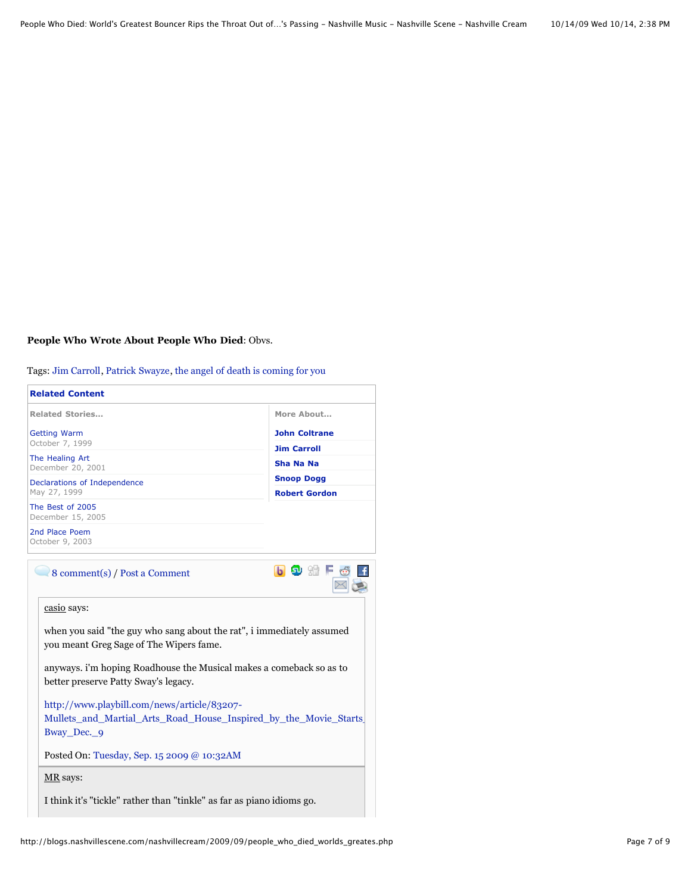**People Who Wrote About People Who Died**: Obvs.

Tags: Jim Carroll, Patrick Swayze, the angel of death is coming for you

**Related Content**

| Related Stories... | More About... |
|---|---|
| Getting Warm<br>October 7, 1999 | **John Coltrane** |
| The Healing Art<br>December 20, 2001 | **Jim Carroll** |
| Declarations of Independence<br>May 27, 1999 | **Sha Na Na** |
| The Best of 2005<br>December 15, 2005 | **Snoop Dogg** |
| 2nd Place Poem<br>October 9, 2003 | **Robert Gordon** |

8 comment(s) / Post a Comment

casio says:

when you said "the guy who sang about the rat", i immediately assumed you meant Greg Sage of The Wipers fame.

anyways. i'm hoping Roadhouse the Musical makes a comeback so as to better preserve Patty Sway's legacy.

http://www.playbill.com/news/article/83207-Mullets_and_Martial_Arts_Road_House_Inspired_by_the_Movie_Starts_Bway_Dec._9

Posted On: Tuesday, Sep. 15 2009 @ 10:32AM

MR says:

I think it's "tickle" rather than "tinkle" as far as piano idioms go.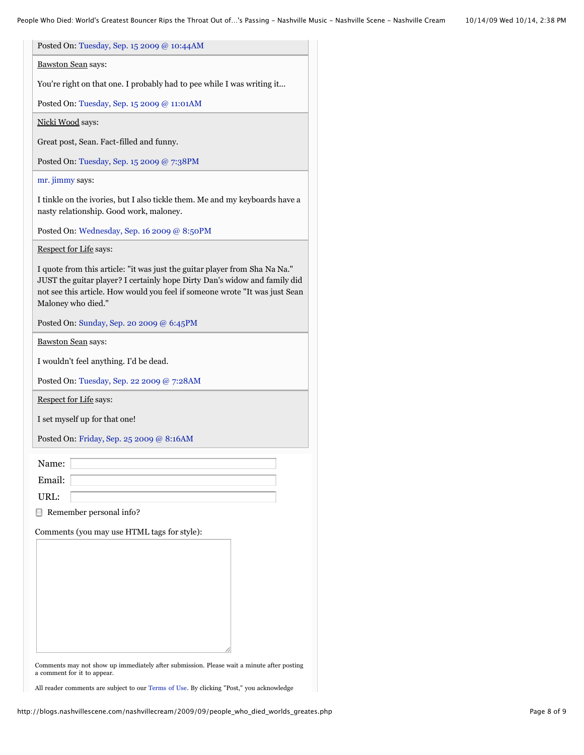Posted On: Tuesday, Sep. 15 2009 @ 10:44AM

Bawston Sean says:

You're right on that one. I probably had to pee while I was writing it...

Posted On: Tuesday, Sep. 15 2009 @ 11:01AM

Nicki Wood says:

Great post, Sean. Fact-filled and funny.

Posted On: Tuesday, Sep. 15 2009 @ 7:38PM

mr. jimmy says:

I tinkle on the ivories, but I also tickle them. Me and my keyboards have a nasty relationship. Good work, maloney.

Posted On: Wednesday, Sep. 16 2009 @ 8:50PM

Respect for Life says:

I quote from this article: "it was just the guitar player from Sha Na Na." JUST the guitar player? I certainly hope Dirty Dan's widow and family did not see this article. How would you feel if someone wrote "It was just Sean Maloney who died."

Posted On: Sunday, Sep. 20 2009 @ 6:45PM

Bawston Sean says:

I wouldn't feel anything. I'd be dead.

Posted On: Tuesday, Sep. 22 2009 @ 7:28AM

Respect for Life says:

I set myself up for that one!

Posted On: Friday, Sep. 25 2009 @ 8:16AM

Name:

Email:

URL:

Remember personal info?

Comments (you may use HTML tags for style):

Comments may not show up immediately after submission. Please wait a minute after posting a comment for it to appear.

All reader comments are subject to our Terms of Use. By clicking "Post," you acknowledge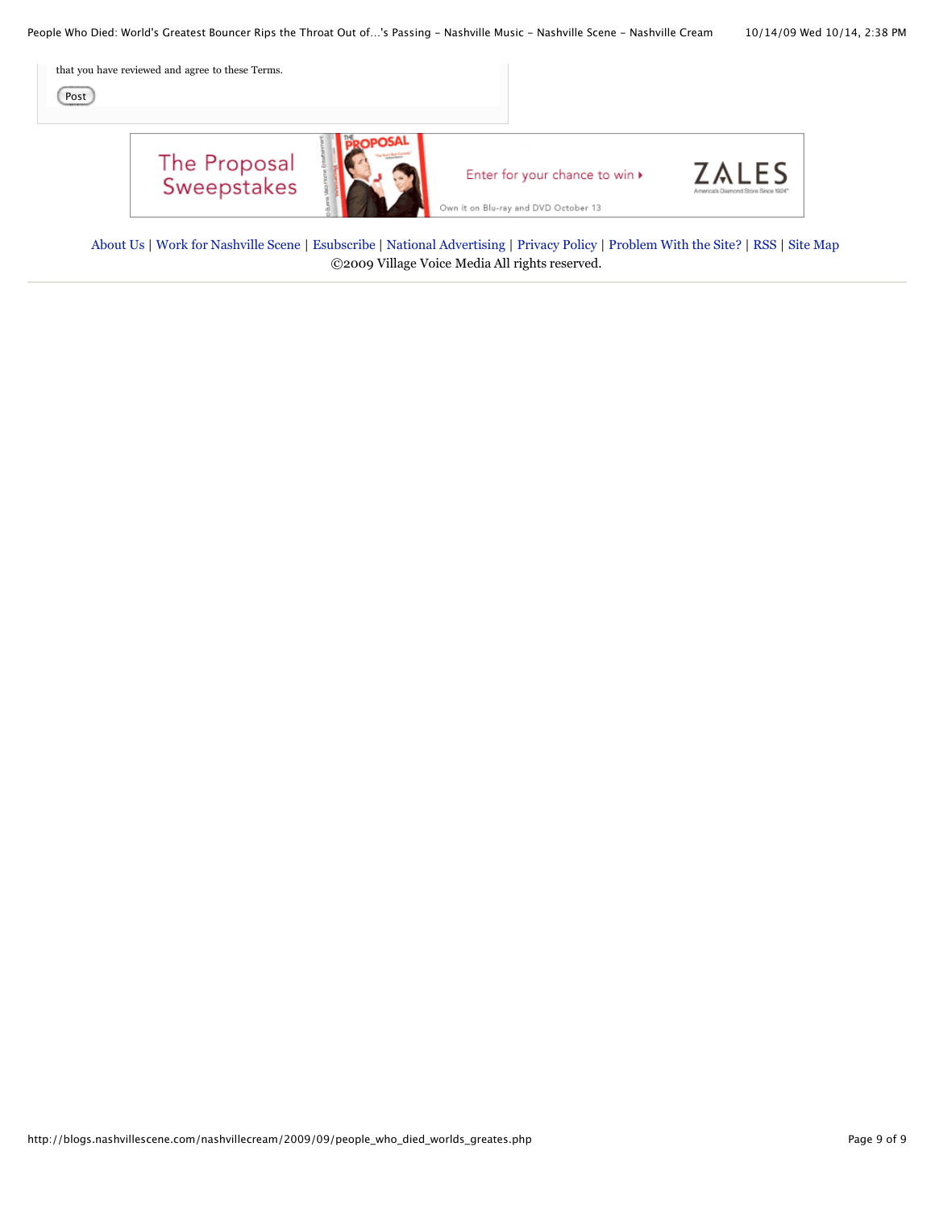that you have reviewed and agree to these Terms.

Post

The Proposal Sweepstakes

Enter for your chance to win

Own it on Blu-ray and DVD October 13

ZALES

About Us | Work for Nashville Scene | Esubscribe | National Advertising | Privacy Policy | Problem With the Site? | RSS | Site Map

©2009 Village Voice Media All rights reserved.